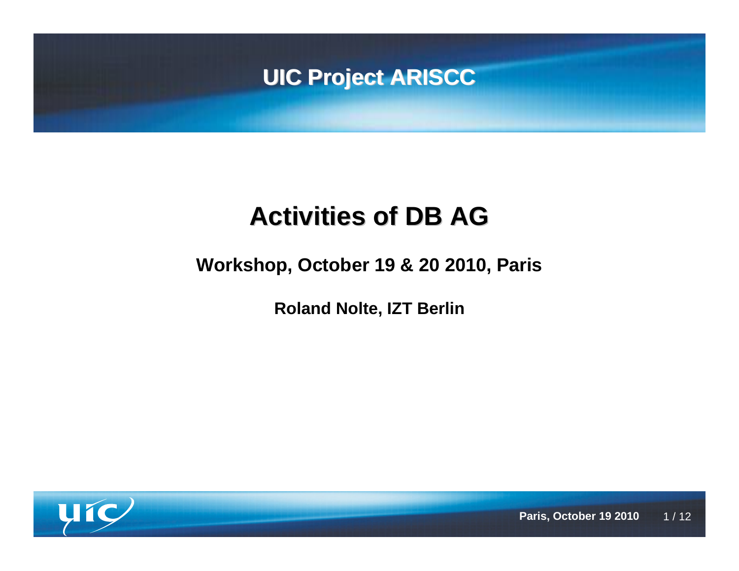# UIC Project ARISCC

# Activities of DB AG

## Workshop, October 19 & 20 2010, Paris

**Roland Nolte, IZT Berlin**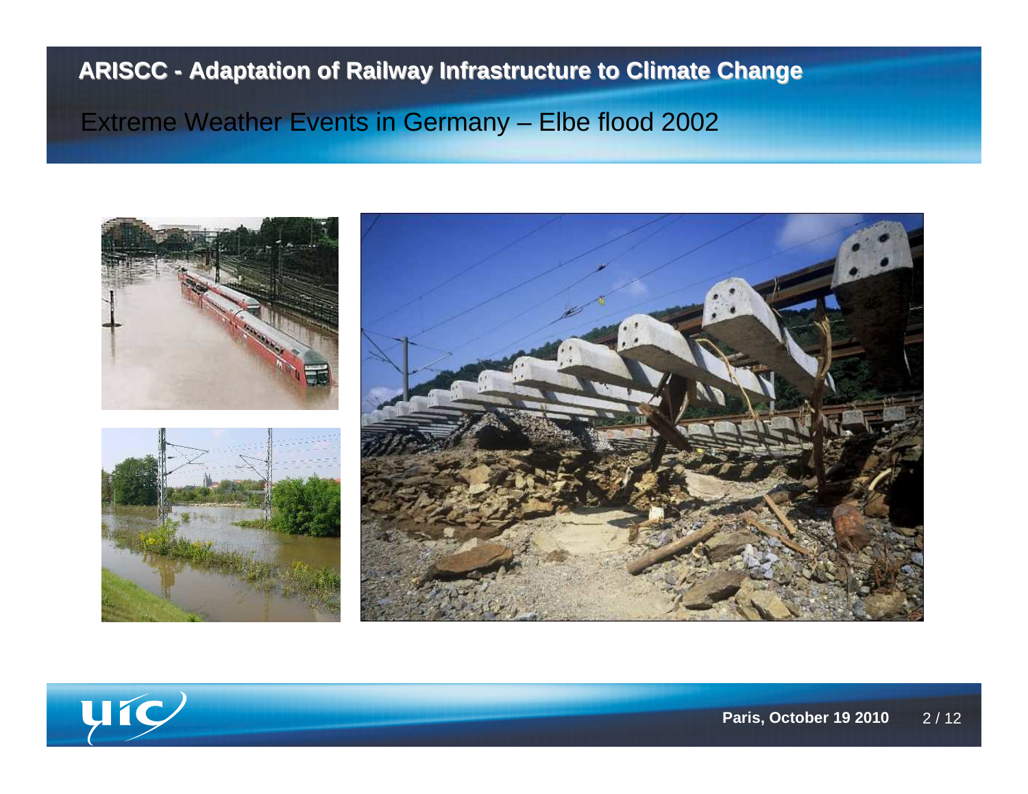# ARISCC - Adaptation of Railway Infrastructure to Climate Change

## Extreme Weather Events in Germany – Elbe flood 2002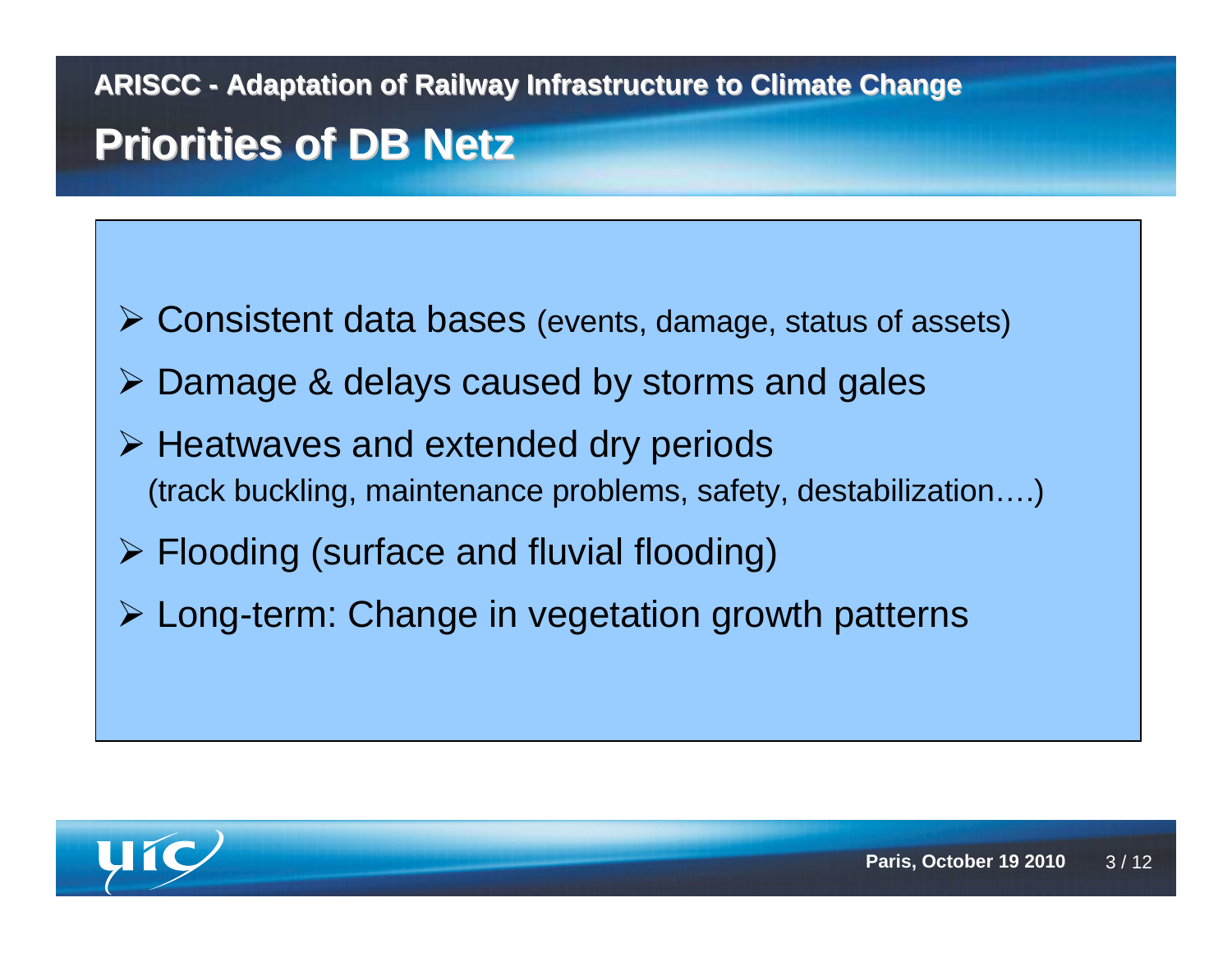ARISCC - Adaptation of Railway Infrastructure to Climate Change

## Priorities of DB Netz

- Consistent data bases (events, damage, status of assets)
- Damage & delays caused by storms and gales
- Heatwaves and extended dry periods
  (track buckling, maintenance problems, safety, destabilization….)
- Flooding (surface and fluvial flooding)
- Long-term: Change in vegetation growth patterns

Paris, October 19 2010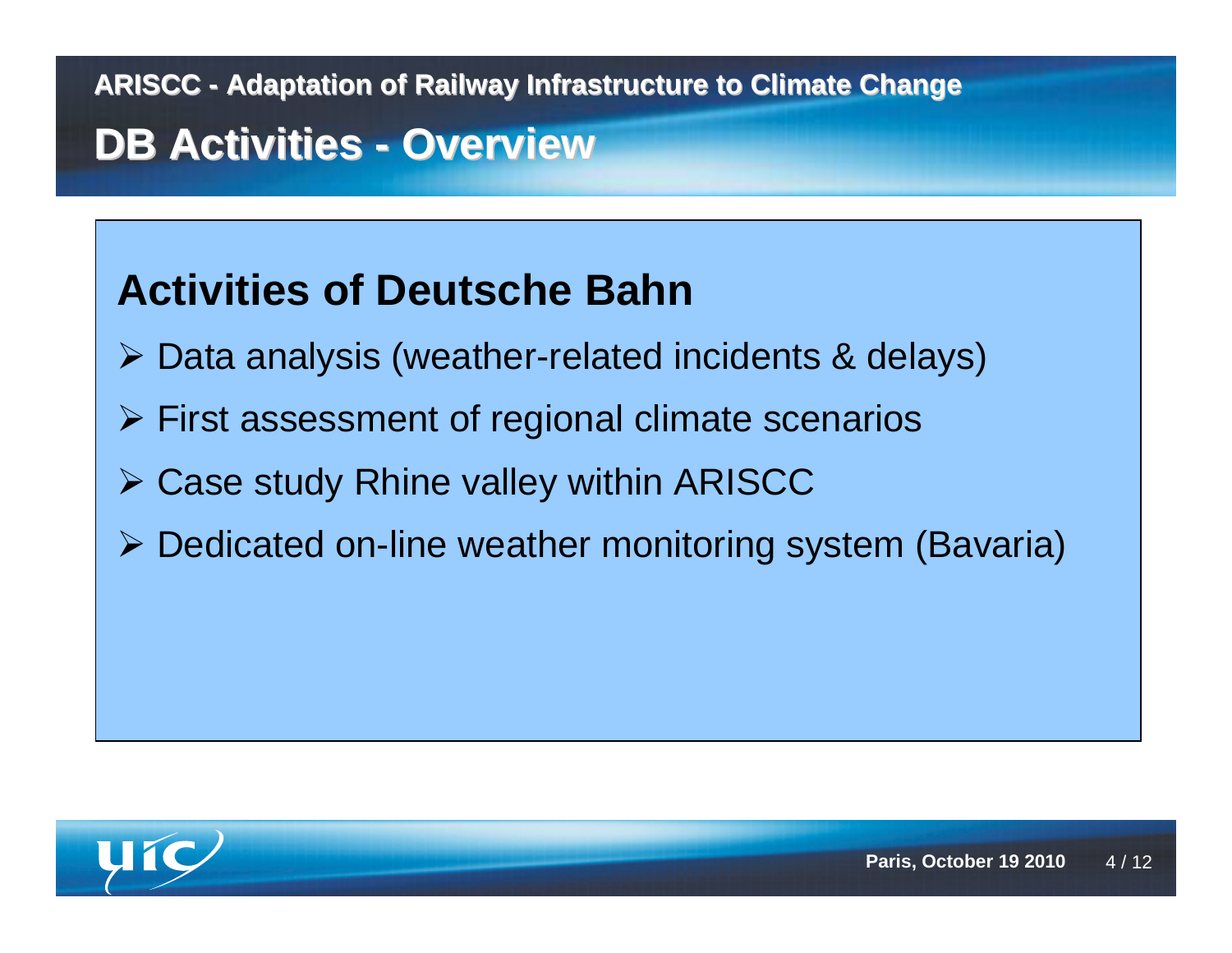# DB Activities - Overview

## Activities of Deutsche Bahn

- Data analysis (weather-related incidents & delays)
- First assessment of regional climate scenarios
- Case study Rhine valley within ARISCC
- Dedicated on-line weather monitoring system (Bavaria)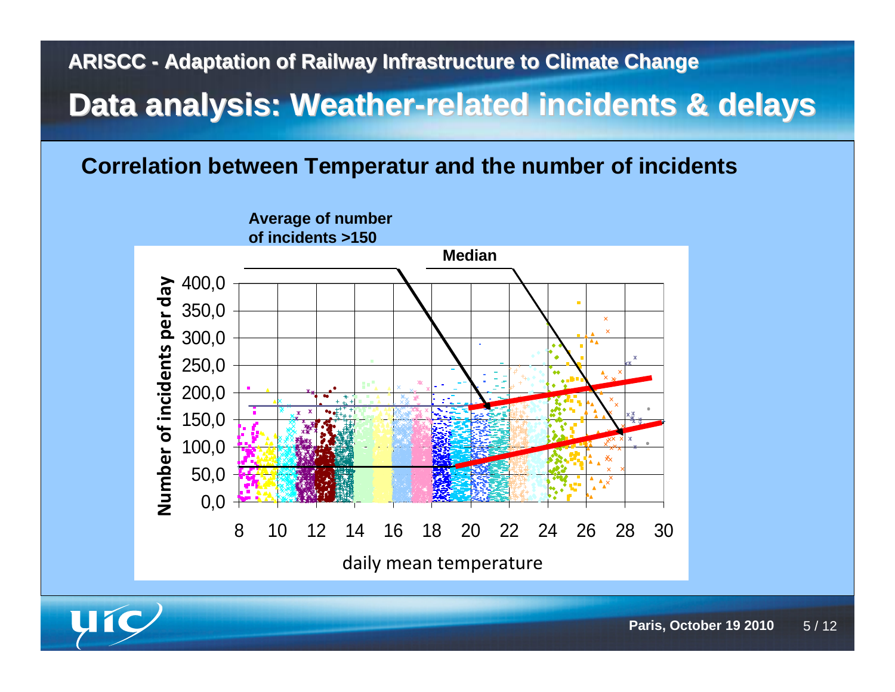ARISCC - Adaptation of Railway Infrastructure to Climate Change

# Data analysis: Weather-related incidents & delays

## Correlation between Temperatur and the number of incidents

Average of number of incidents >150

Median

Number of incidents per day

400,0
350,0
300,0
250,0
200,0
150,0
100,0
50,0
0,0

8 10 12 14 16 18 20 22 24 26 28 30

daily mean temperature

Paris, October 19 2010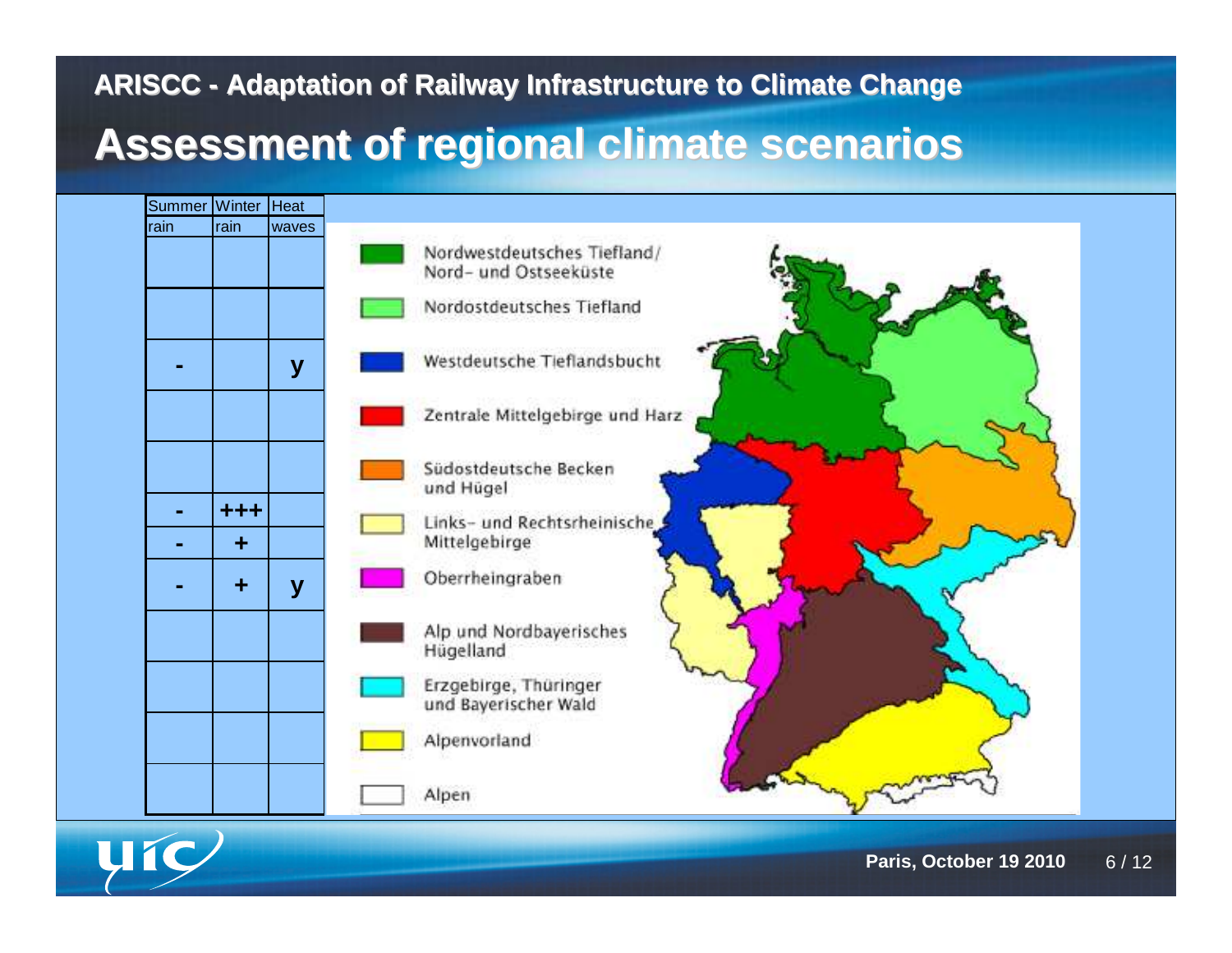ARISCC - Adaptation of Railway Infrastructure to Climate Change

# Assessment of regional climate scenarios

| Region | Summer rain | Winter rain | Heat waves |
|---|---|---|---|
| Nordwestdeutsches Tiefland / Nord- und Ostseeküste | | | |
| Nordostdeutsches Tiefland | | | |
| Westdeutsche Tieflandsbucht | - | | y |
| Zentrale Mittelgebirge und Harz | | | |
| Südostdeutsche Becken und Hügel | | | |
| Links- und Rechtsrheinische Mittelgebirge | - | +++ | |
| | - | + | |
| Oberrheingraben | - | + | y |
| Alp und Nordbayerisches Hügelland | | | |
| Erzgebirge, Thüringer und Bayerischer Wald | | | |
| Alpenvorland | | | |
| Alpen | | | |

Paris, October 19 2010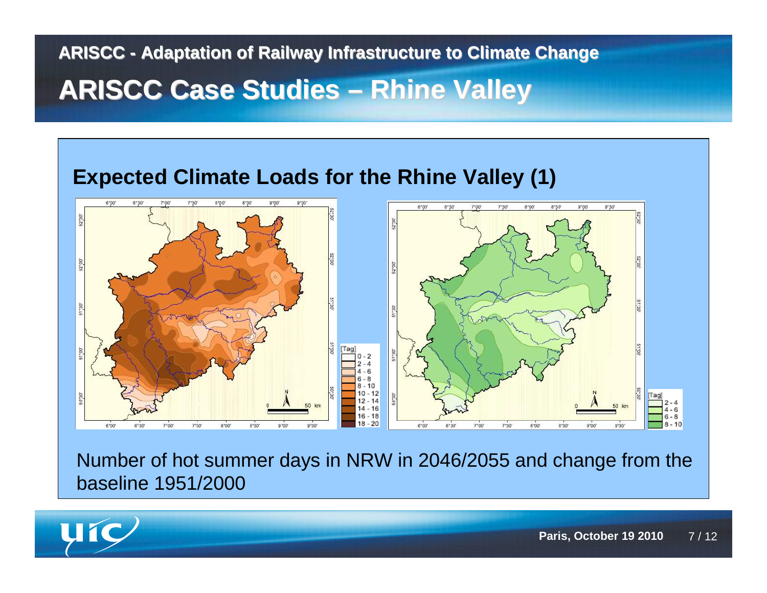# ARISCC - Adaptation of Railway Infrastructure to Climate Change

## ARISCC Case Studies – Rhine Valley

### Expected Climate Loads for the Rhine Valley (1)

Number of hot summer days in NRW in 2046/2055 and change from the baseline 1951/2000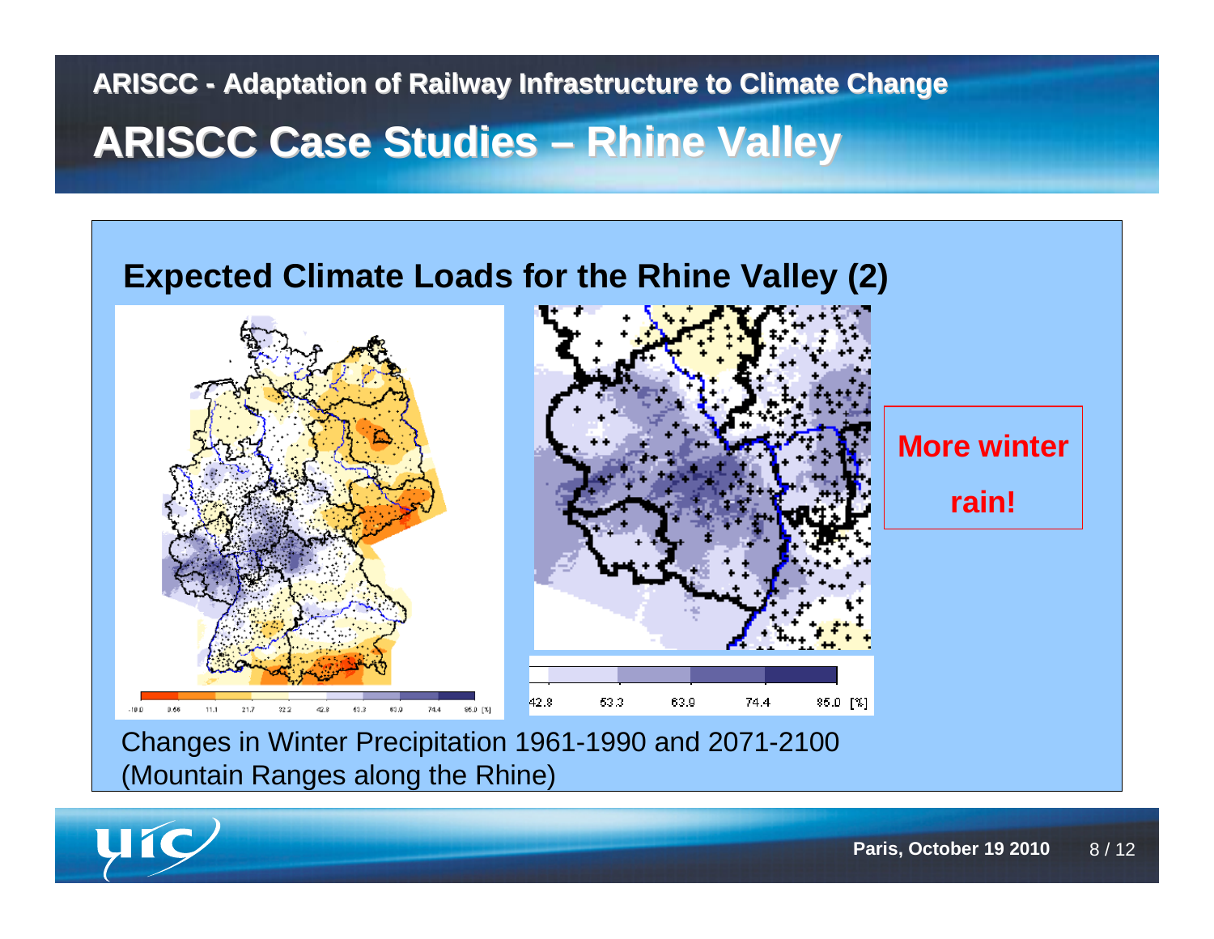# ARISCC - Adaptation of Railway Infrastructure to Climate Change

## ARISCC Case Studies – Rhine Valley

### Expected Climate Loads for the Rhine Valley (2)

-10.0 0.66 11.1 21.7 32.2 42.8 53.3 63.9 74.4 85.0 [%]

42.8 53.3 63.9 74.4 85.0 [%]

**More winter rain!**

Changes in Winter Precipitation 1961-1990 and 2071-2100 (Mountain Ranges along the Rhine)

Paris, October 19 2010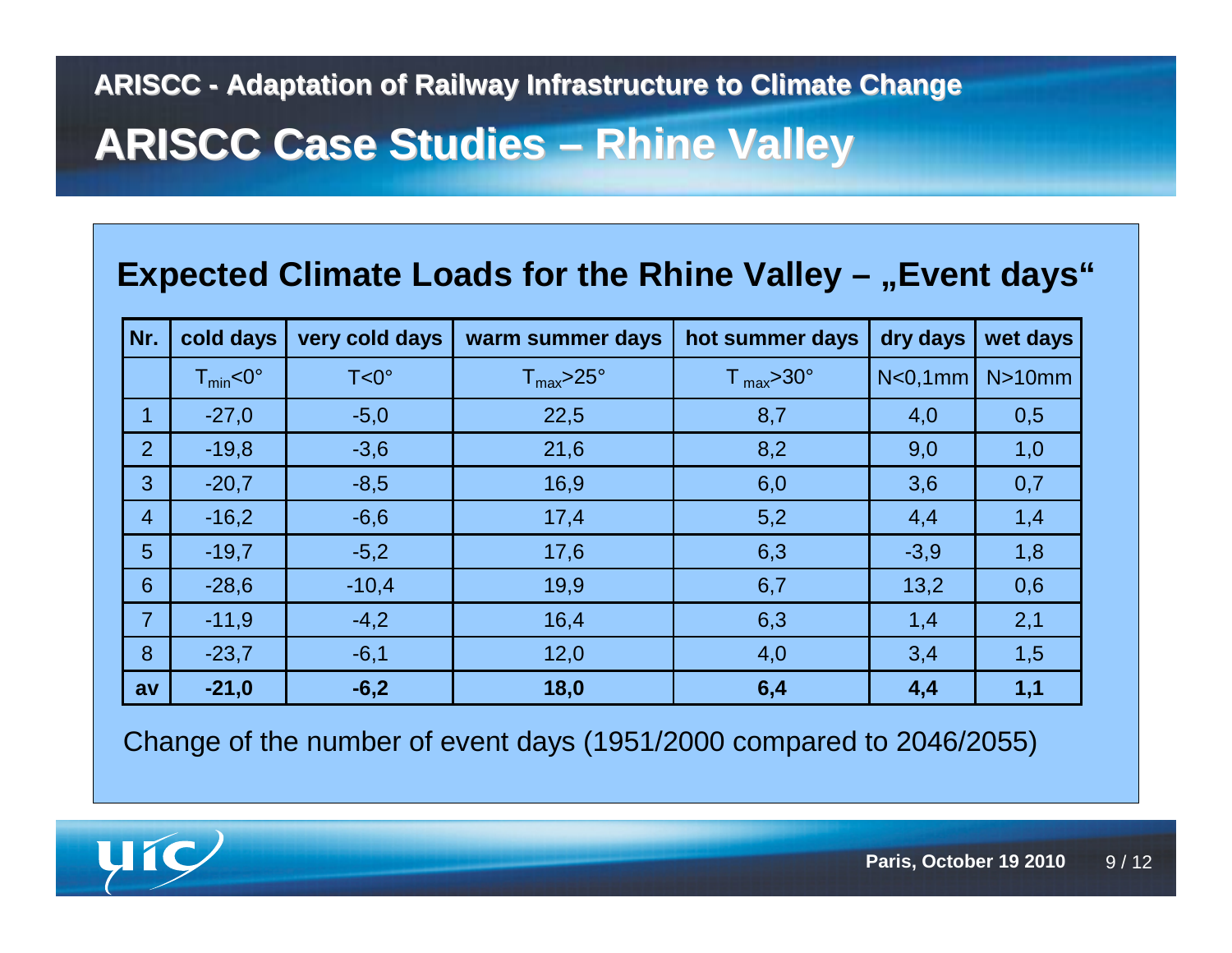## ARISCC - Adaptation of Railway Infrastructure to Climate Change

# ARISCC Case Studies – Rhine Valley

### Expected Climate Loads for the Rhine Valley – „Event days“

| Nr. | cold days | very cold days | warm summer days | hot summer days | dry days | wet days |
|---|---|---|---|---|---|---|
| | $T_{min}<0°$ | T<0° | $T_{max}>25°$ | $T_{max}>30°$ | N<0,1mm | N>10mm |
| 1 | -27,0 | -5,0 | 22,5 | 8,7 | 4,0 | 0,5 |
| 2 | -19,8 | -3,6 | 21,6 | 8,2 | 9,0 | 1,0 |
| 3 | -20,7 | -8,5 | 16,9 | 6,0 | 3,6 | 0,7 |
| 4 | -16,2 | -6,6 | 17,4 | 5,2 | 4,4 | 1,4 |
| 5 | -19,7 | -5,2 | 17,6 | 6,3 | -3,9 | 1,8 |
| 6 | -28,6 | -10,4 | 19,9 | 6,7 | 13,2 | 0,6 |
| 7 | -11,9 | -4,2 | 16,4 | 6,3 | 1,4 | 2,1 |
| 8 | -23,7 | -6,1 | 12,0 | 4,0 | 3,4 | 1,5 |
| **av** | **-21,0** | **-6,2** | **18,0** | **6,4** | **4,4** | **1,1** |

Change of the number of event days (1951/2000 compared to 2046/2055)

Paris, October 19 2010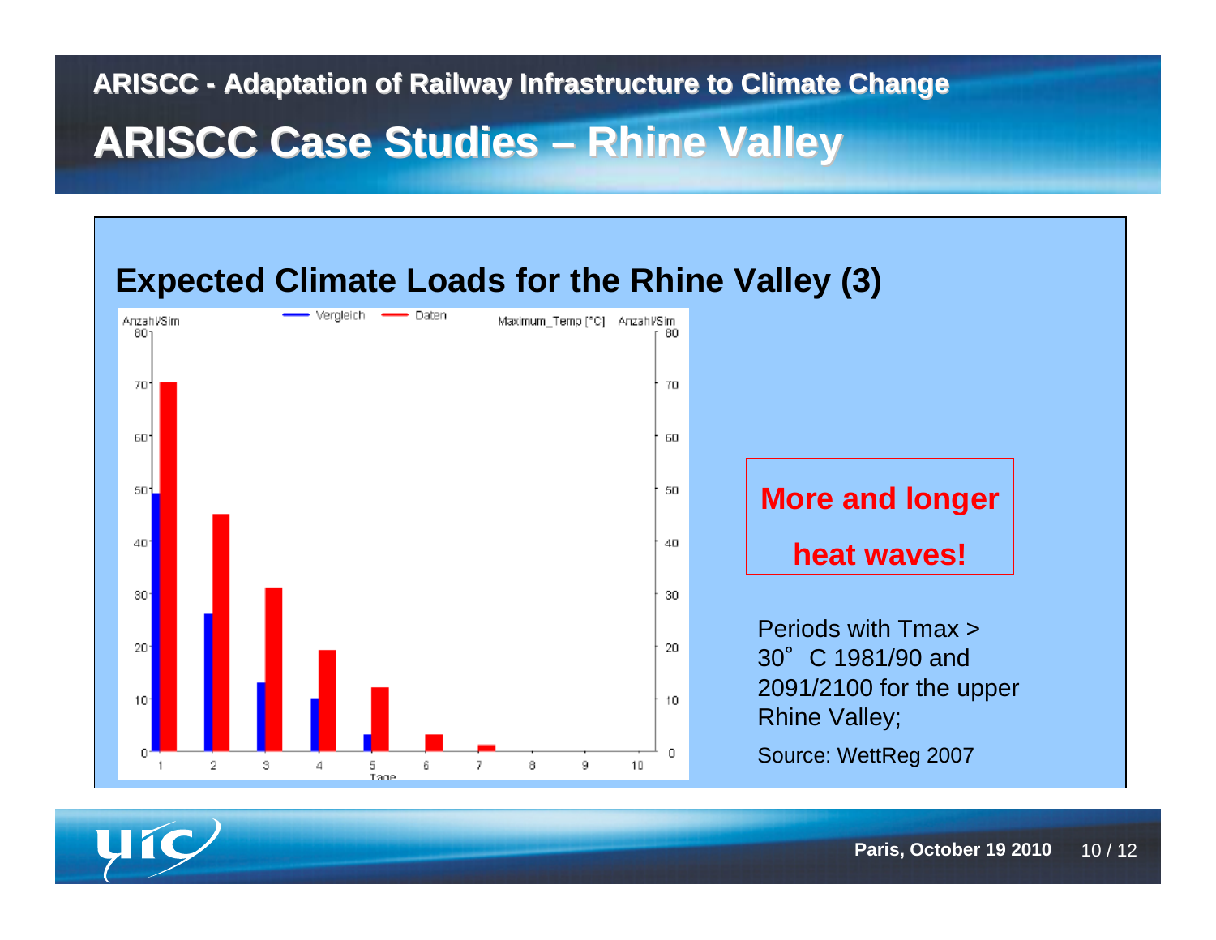# ARISCC Case Studies – Rhine Valley

## Expected Climate Loads for the Rhine Valley (3)

| Tage | Vergleich | Daten |
|---|---|---|
| 1 | 49 | 70 |
| 2 | 26 | 45 |
| 3 | 13 | 31 |
| 4 | 10 | 19 |
| 5 | 3 | 12 |
| 6 | 0 | 3 |
| 7 | 0 | 1 |
| 8 | 0 | 0 |
| 9 | 0 | 0 |
| 10 | 0 | 0 |

Anzahl/Sim, Maximum_Temp [°C]

**More and longer heat waves!**

Periods with Tmax > 30° C 1981/90 and 2091/2100 for the upper Rhine Valley;

Source: WettReg 2007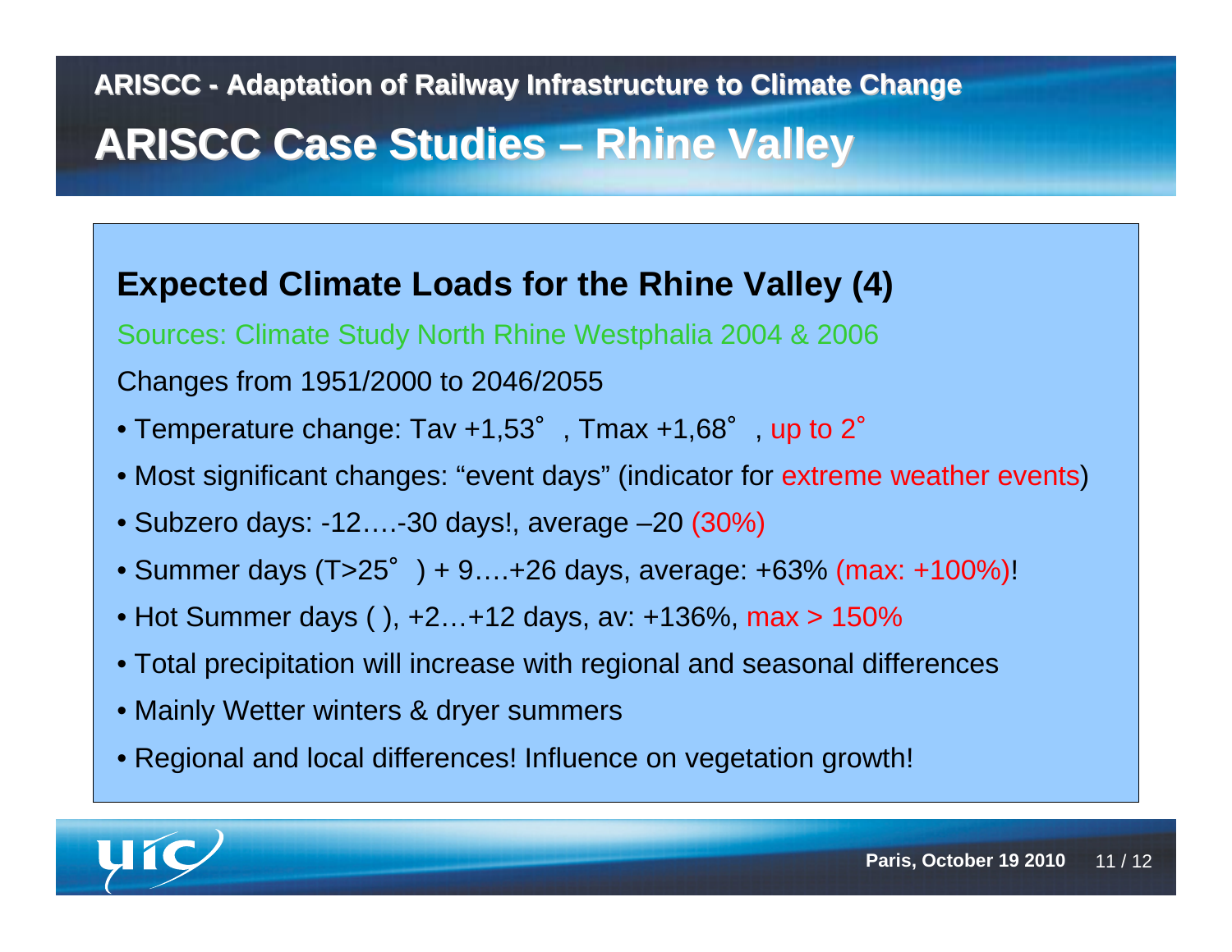ARISCC - Adaptation of Railway Infrastructure to Climate Change

# ARISCC Case Studies – Rhine Valley

## Expected Climate Loads for the Rhine Valley (4)

Sources: Climate Study North Rhine Westphalia 2004 & 2006

Changes from 1951/2000 to 2046/2055

- Temperature change: Tav +1,53°, Tmax +1,68°, up to 2°
- Most significant changes: "event days" (indicator for extreme weather events)
- Subzero days: -12….-30 days!, average –20 (30%)
- Summer days (T>25°) + 9….+26 days, average: +63% (max: +100%)!
- Hot Summer days ( ), +2…+12 days, av: +136%, max > 150%
- Total precipitation will increase with regional and seasonal differences
- Mainly Wetter winters & dryer summers
- Regional and local differences! Influence on vegetation growth!

Paris, October 19 2010